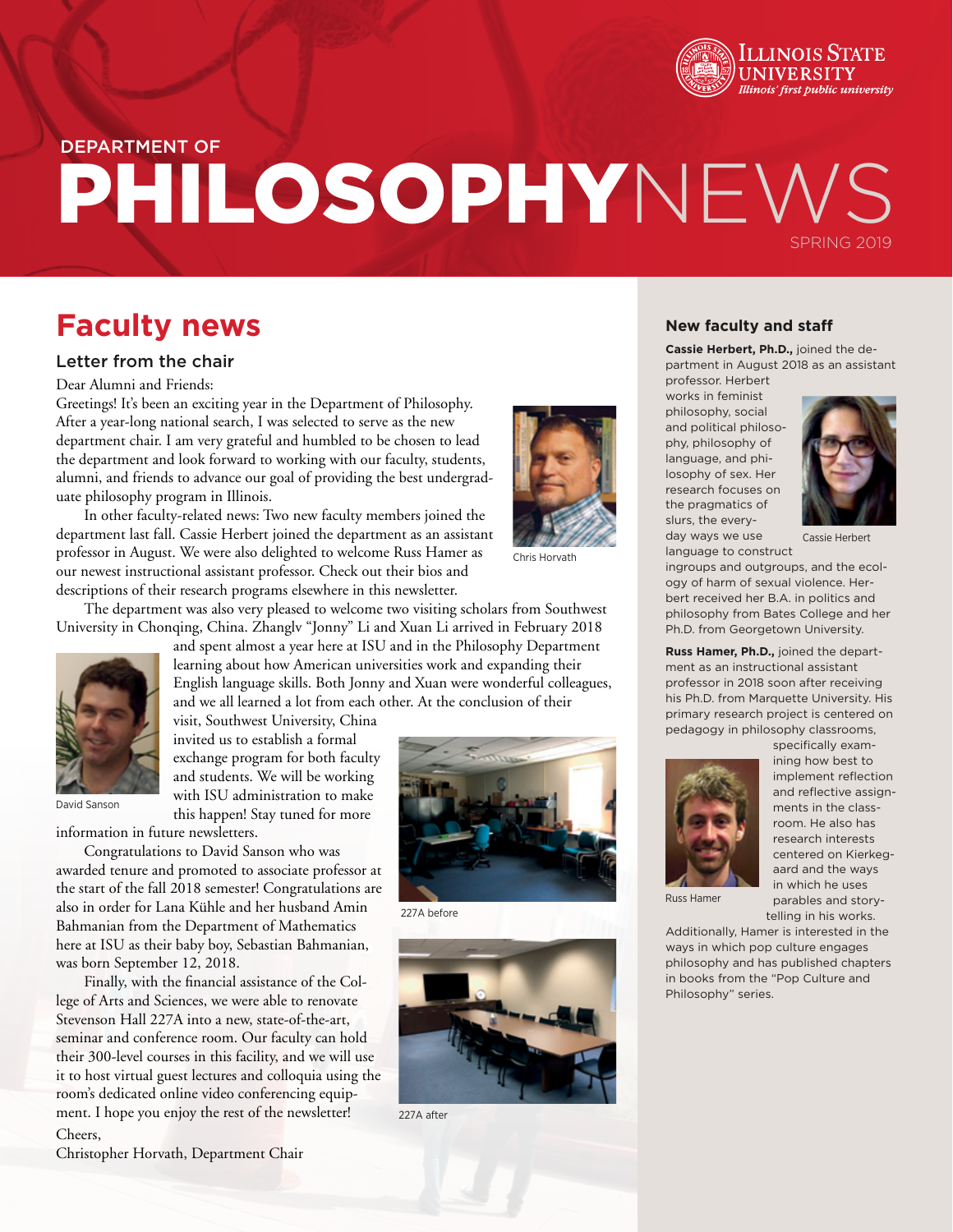# DEPARTMENT OF PHILOSOPHY NEWS

SPRING 2019

## Faculty news

### Letter from the chair

Dear Alumni and Friends:

Greetings! It's been an exciting year in the Department of Philosophy. After a year-long national search, I was selected to serve as the new department chair. I am very grateful and humbled to be chosen to lead the department and look forward to working with our faculty, students, alumni, and friends to advance our goal of providing the best undergraduate philosophy program in Illinois.

Chris Horvath

In other faculty-related news: Two new faculty members joined the department last fall. Cassie Herbert joined the department as an assistant professor in August. We were also delighted to welcome Russ Hamer as our newest instructional assistant professor. Check out their bios and descriptions of their research programs elsewhere in this newsletter.

The department was also very pleased to welcome two visiting scholars from Southwest University in Chonqing, China. Zhanglv "Jonny" Li and Xuan Li arrived in February 2018 and spent almost a year here at ISU and in the Philosophy Department learning about how American universities work and expanding their English language skills. Both Jonny and Xuan were wonderful colleagues, and we all learned a lot from each other. At the conclusion of their visit, Southwest University, China invited us to establish a formal exchange program for both faculty and students. We will be working with ISU administration to make this happen! Stay tuned for more information in future newsletters.

David Sanson

Congratulations to David Sanson who was awarded tenure and promoted to associate professor at the start of the fall 2018 semester! Congratulations are also in order for Lana Kühle and her husband Amin Bahmanian from the Department of Mathematics here at ISU as their baby boy, Sebastian Bahmanian, was born September 12, 2018.

Finally, with the financial assistance of the College of Arts and Sciences, we were able to renovate Stevenson Hall 227A into a new, state-of-the-art, seminar and conference room. Our faculty can hold their 300-level courses in this facility, and we will use it to host virtual guest lectures and colloquia using the room's dedicated online video conferencing equipment. I hope you enjoy the rest of the newsletter!

227A before

227A after

Cheers,

Christopher Horvath, Department Chair

### New faculty and staff

**Cassie Herbert, Ph.D.,** joined the department in August 2018 as an assistant professor. Herbert works in feminist philosophy, social and political philosophy, philosophy of language, and philosophy of sex. Her research focuses on the pragmatics of slurs, the everyday ways we use language to construct ingroups and outgroups, and the ecology of harm of sexual violence. Herbert received her B.A. in politics and philosophy from Bates College and her Ph.D. from Georgetown University.

Cassie Herbert

**Russ Hamer, Ph.D.,** joined the department as an instructional assistant professor in 2018 soon after receiving his Ph.D. from Marquette University. His primary research project is centered on pedagogy in philosophy classrooms, specifically examining how best to implement reflection and reflective assignments in the classroom. He also has research interests centered on Kierkegaard and the ways in which he uses parables and storytelling in his works. Additionally, Hamer is interested in the ways in which pop culture engages philosophy and has published chapters in books from the "Pop Culture and Philosophy" series.

Russ Hamer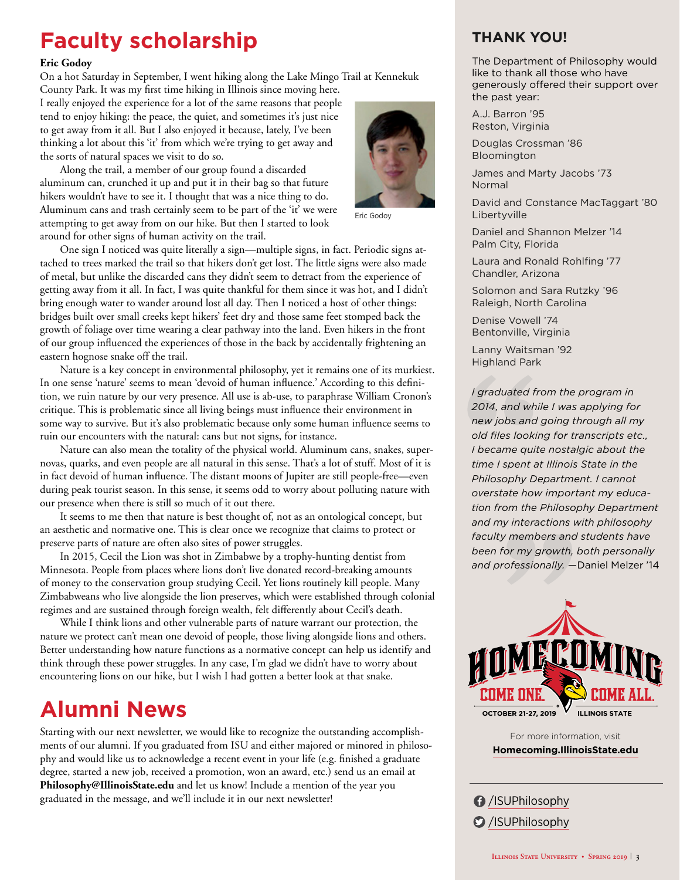# Faculty scholarship

**Eric Godoy**

On a hot Saturday in September, I went hiking along the Lake Mingo Trail at Kennekuk County Park. It was my first time hiking in Illinois since moving here. I really enjoyed the experience for a lot of the same reasons that people tend to enjoy hiking: the peace, the quiet, and sometimes it's just nice to get away from it all. But I also enjoyed it because, lately, I've been thinking a lot about this 'it' from which we're trying to get away and the sorts of natural spaces we visit to do so.

Eric Godoy

Along the trail, a member of our group found a discarded aluminum can, crunched it up and put it in their bag so that future hikers wouldn't have to see it. I thought that was a nice thing to do. Aluminum cans and trash certainly seem to be part of the 'it' we were attempting to get away from on our hike. But then I started to look around for other signs of human activity on the trail.

One sign I noticed was quite literally a sign—multiple signs, in fact. Periodic signs attached to trees marked the trail so that hikers don't get lost. The little signs were also made of metal, but unlike the discarded cans they didn't seem to detract from the experience of getting away from it all. In fact, I was quite thankful for them since it was hot, and I didn't bring enough water to wander around lost all day. Then I noticed a host of other things: bridges built over small creeks kept hikers' feet dry and those same feet stomped back the growth of foliage over time wearing a clear pathway into the land. Even hikers in the front of our group influenced the experiences of those in the back by accidentally frightening an eastern hognose snake off the trail.

Nature is a key concept in environmental philosophy, yet it remains one of its murkiest. In one sense 'nature' seems to mean 'devoid of human influence.' According to this definition, we ruin nature by our very presence. All use is ab-use, to paraphrase William Cronon's critique. This is problematic since all living beings must influence their environment in some way to survive. But it's also problematic because only some human influence seems to ruin our encounters with the natural: cans but not signs, for instance.

Nature can also mean the totality of the physical world. Aluminum cans, snakes, supernovas, quarks, and even people are all natural in this sense. That's a lot of stuff. Most of it is in fact devoid of human influence. The distant moons of Jupiter are still people-free—even during peak tourist season. In this sense, it seems odd to worry about polluting nature with our presence when there is still so much of it out there.

It seems to me then that nature is best thought of, not as an ontological concept, but an aesthetic and normative one. This is clear once we recognize that claims to protect or preserve parts of nature are often also sites of power struggles.

In 2015, Cecil the Lion was shot in Zimbabwe by a trophy-hunting dentist from Minnesota. People from places where lions don't live donated record-breaking amounts of money to the conservation group studying Cecil. Yet lions routinely kill people. Many Zimbabweans who live alongside the lion preserves, which were established through colonial regimes and are sustained through foreign wealth, felt differently about Cecil's death.

While I think lions and other vulnerable parts of nature warrant our protection, the nature we protect can't mean one devoid of people, those living alongside lions and others. Better understanding how nature functions as a normative concept can help us identify and think through these power struggles. In any case, I'm glad we didn't have to worry about encountering lions on our hike, but I wish I had gotten a better look at that snake.

# Alumni News

Starting with our next newsletter, we would like to recognize the outstanding accomplishments of our alumni. If you graduated from ISU and either majored or minored in philosophy and would like us to acknowledge a recent event in your life (e.g. finished a graduate degree, started a new job, received a promotion, won an award, etc.) send us an email at **Philosophy@IllinoisState.edu** and let us know! Include a mention of the year you graduated in the message, and we'll include it in our next newsletter!

## THANK YOU!

The Department of Philosophy would like to thank all those who have generously offered their support over the past year:

A.J. Barron '95
Reston, Virginia

Douglas Crossman '86
Bloomington

James and Marty Jacobs '73
Normal

David and Constance MacTaggart '80
Libertyville

Daniel and Shannon Melzer '14
Palm City, Florida

Laura and Ronald Rohlfing '77
Chandler, Arizona

Solomon and Sara Rutzky '96
Raleigh, North Carolina

Denise Vowell '74
Bentonville, Virginia

Lanny Waitsman '92
Highland Park

*I graduated from the program in 2014, and while I was applying for new jobs and going through all my old files looking for transcripts etc., I became quite nostalgic about the time I spent at Illinois State in the Philosophy Department. I cannot overstate how important my education from the Philosophy Department and my interactions with philosophy faculty members and students have been for my growth, both personally and professionally.* —Daniel Melzer '14

HOMECOMING
COME ONE. COME ALL.
OCTOBER 21–27, 2019 ILLINOIS STATE

For more information, visit
**Homecoming.IllinoisState.edu**

/ISUPhilosophy
/ISUPhilosophy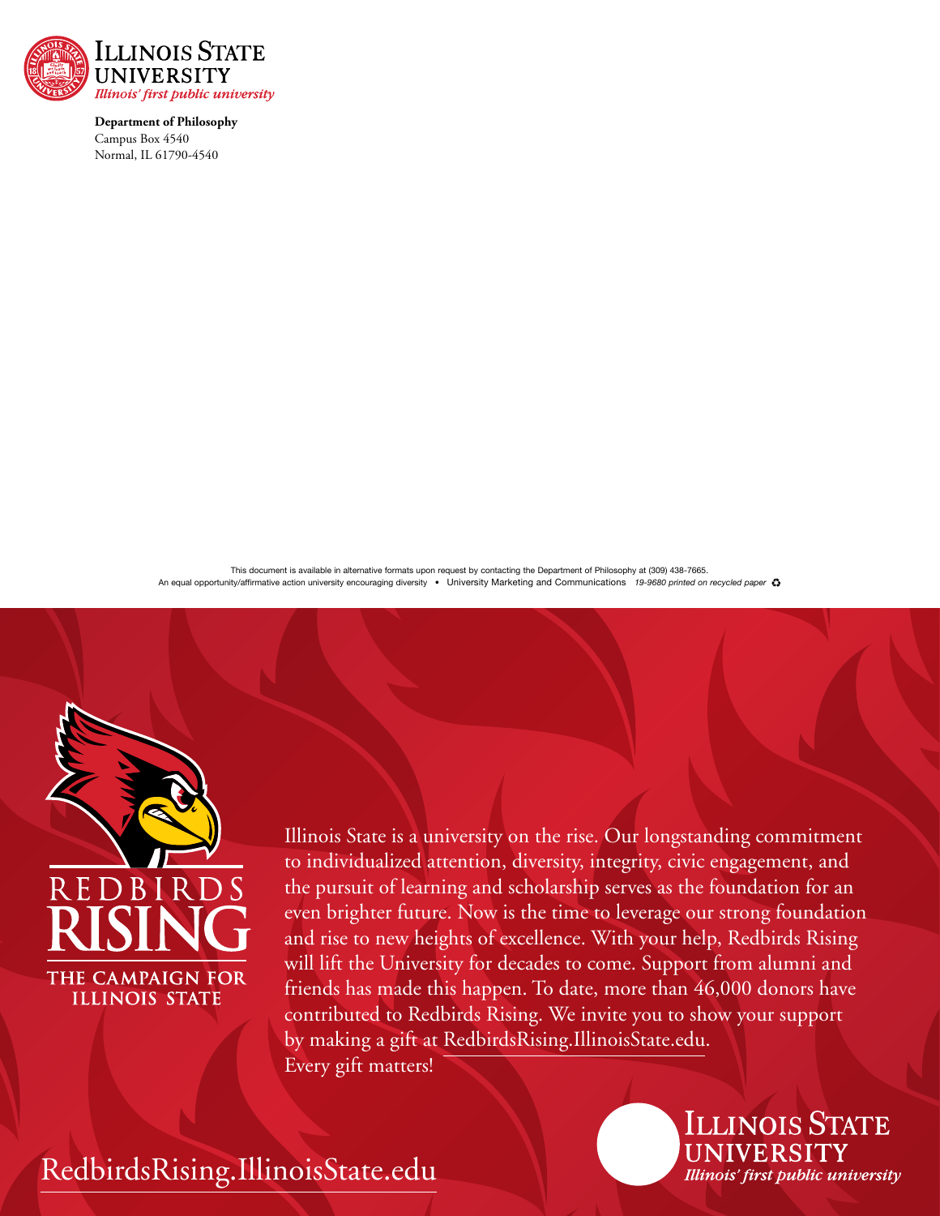**ILLINOIS STATE UNIVERSITY**
*Illinois' first public university*

**Department of Philosophy**
Campus Box 4540
Normal, IL 61790-4540

This document is available in alternative formats upon request by contacting the Department of Philosophy at (309) 438-7665.
An equal opportunity/affirmative action university encouraging diversity • University Marketing and Communications *19-9680 printed on recycled paper*

REDBIRDS RISING
THE CAMPAIGN FOR ILLINOIS STATE

Illinois State is a university on the rise. Our longstanding commitment to individualized attention, diversity, integrity, civic engagement, and the pursuit of learning and scholarship serves as the foundation for an even brighter future. Now is the time to leverage our strong foundation and rise to new heights of excellence. With your help, Redbirds Rising will lift the University for decades to come. Support from alumni and friends has made this happen. To date, more than 46,000 donors have contributed to Redbirds Rising. We invite you to show your support by making a gift at RedbirdsRising.IllinoisState.edu. Every gift matters!

RedbirdsRising.IllinoisState.edu

**ILLINOIS STATE UNIVERSITY**
*Illinois' first public university*